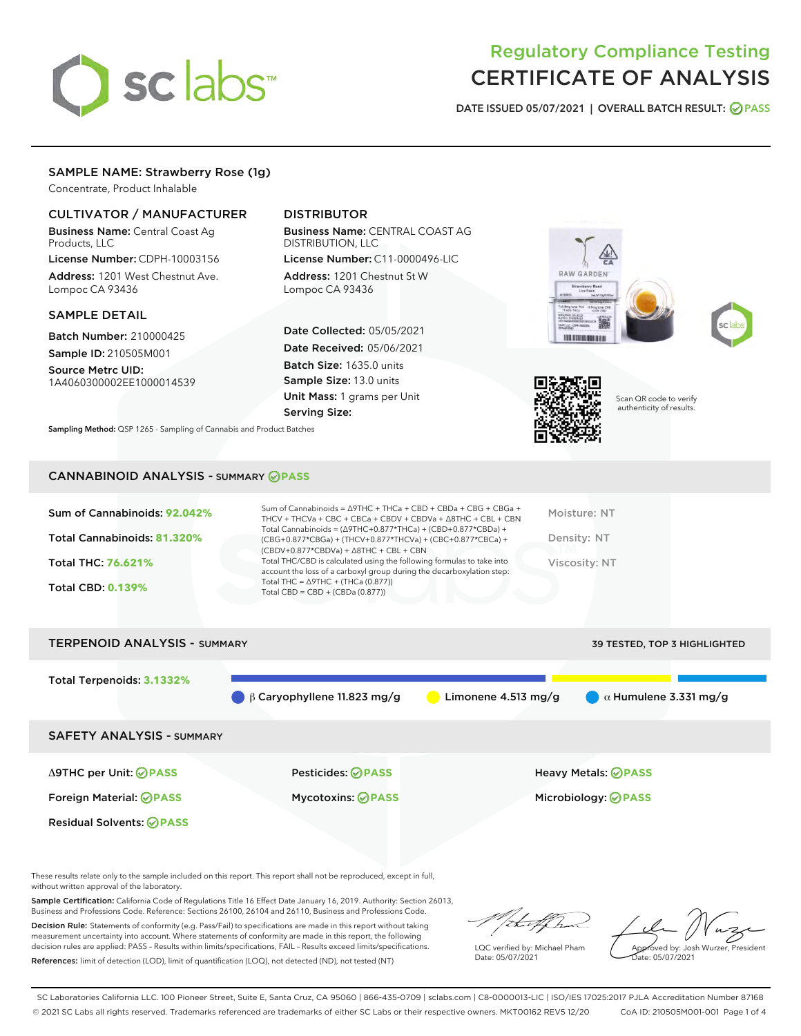# Regulatory Compliance Testing
# CERTIFICATE OF ANALYSIS

DATE ISSUED 05/07/2021 | OVERALL BATCH RESULT: PASS

## SAMPLE NAME: Strawberry Rose (1g)

Concentrate, Product Inhalable

### CULTIVATOR / MANUFACTURER

**Business Name:** Central Coast Ag Products, LLC

**License Number:** CDPH-10003156

**Address:** 1201 West Chestnut Ave. Lompoc CA 93436

### DISTRIBUTOR

**Business Name:** CENTRAL COAST AG DISTRIBUTION, LLC

**License Number:** C11-0000496-LIC

**Address:** 1201 Chestnut St W Lompoc CA 93436

### SAMPLE DETAIL

**Batch Number:** 210000425

**Sample ID:** 210505M001

**Source Metrc UID:** 1A4060300002EE1000014539

**Date Collected:** 05/05/2021

**Date Received:** 05/06/2021

**Batch Size:** 1635.0 units

**Sample Size:** 13.0 units

**Unit Mass:** 1 grams per Unit

**Serving Size:**

Scan QR code to verify authenticity of results.

**Sampling Method:** QSP 1265 - Sampling of Cannabis and Product Batches

## CANNABINOID ANALYSIS - SUMMARY PASS

**Sum of Cannabinoids:** 92.042%

**Total Cannabinoids:** 81.320%

**Total THC:** 76.621%

**Total CBD:** 0.139%

Sum of Cannabinoids = Δ9THC + THCa + CBD + CBDa + CBG + CBGa + THCV + THCVa + CBC + CBCa + CBDV + CBDVa + Δ8THC + CBL + CBN

Total Cannabinoids = (Δ9THC+0.877*THCa) + (CBD+0.877*CBDa) + (CBG+0.877*CBGa) + (THCV+0.877*THCVa) + (CBC+0.877*CBCa) + (CBDV+0.877*CBDVa) + Δ8THC + CBL + CBN

Total THC/CBD is calculated using the following formulas to take into account the loss of a carboxyl group during the decarboxylation step:

Total THC = Δ9THC + (THCa (0.877))

Total CBD = CBD + (CBDa (0.877))

Moisture: NT

Density: NT

Viscosity: NT

## TERPENOID ANALYSIS - SUMMARY

39 TESTED, TOP 3 HIGHLIGHTED

**Total Terpenoids:** 3.1332%

β Caryophyllene 11.823 mg/g | Limonene 4.513 mg/g | α Humulene 3.331 mg/g

## SAFETY ANALYSIS - SUMMARY

| | | |
|---|---|---|
| Δ9THC per Unit: PASS | Pesticides: PASS | Heavy Metals: PASS |
| Foreign Material: PASS | Mycotoxins: PASS | Microbiology: PASS |
| Residual Solvents: PASS | | |

These results relate only to the sample included on this report. This report shall not be reproduced, except in full, without written approval of the laboratory.

**Sample Certification:** California Code of Regulations Title 16 Effect Date January 16, 2019. Authority: Section 26013, Business and Professions Code. Reference: Sections 26100, 26104 and 26110, Business and Professions Code.

**Decision Rule:** Statements of conformity (e.g. Pass/Fail) to specifications are made in this report without taking measurement uncertainty into account. Where statements of conformity are made in this report, the following decision rules are applied: PASS – Results within limits/specifications, FAIL – Results exceed limits/specifications.

**References:** limit of detection (LOD), limit of quantification (LOQ), not detected (ND), not tested (NT)

LQC verified by: Michael Pham
Date: 05/07/2021

Approved by: Josh Wurzer, President
Date: 05/07/2021

SC Laboratories California LLC. 100 Pioneer Street, Suite E, Santa Cruz, CA 95060 | 866-435-0709 | sclabs.com | C8-0000013-LIC | ISO/IES 17025:2017 PJLA Accreditation Number 87168
© 2021 SC Labs all rights reserved. Trademarks referenced are trademarks of either SC Labs or their respective owners. MKT00162 REV5 12/20 CoA ID: 210505M001-001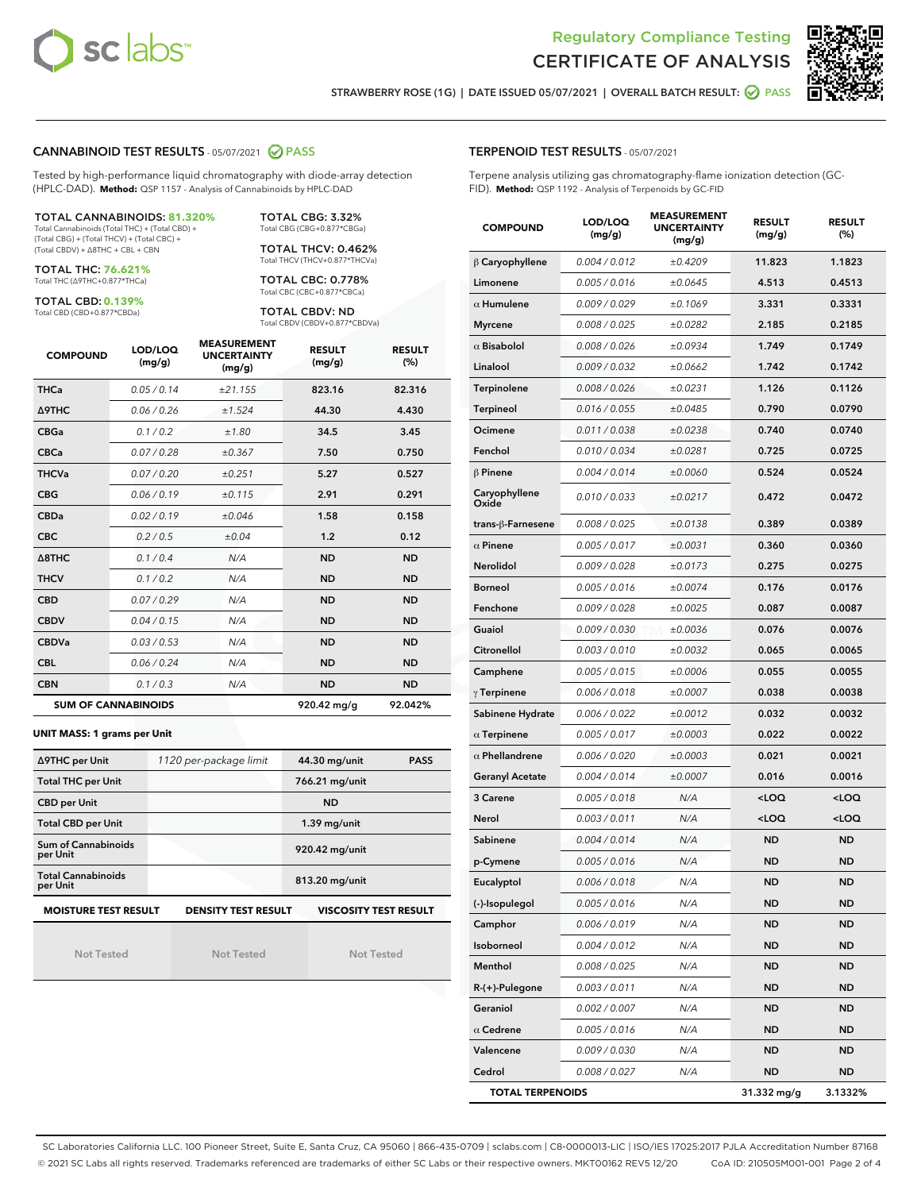# Regulatory Compliance Testing
# CERTIFICATE OF ANALYSIS

STRAWBERRY ROSE (1G) | DATE ISSUED 05/07/2021 | OVERALL BATCH RESULT: PASS

## CANNABINOID TEST RESULTS - 05/07/2021 PASS

Tested by high-performance liquid chromatography with diode-array detection (HPLC-DAD). **Method:** QSP 1157 - Analysis of Cannabinoids by HPLC-DAD

**TOTAL CANNABINOIDS: 81.320%**
Total Cannabinoids (Total THC) + (Total CBD) + (Total CBG) + (Total THCV) + (Total CBC) + (Total CBDV) + Δ8THC + CBL + CBN

**TOTAL THC: 76.621%**
Total THC (Δ9THC+0.877*THCa)

**TOTAL CBD: 0.139%**
Total CBD (CBD+0.877*CBDa)

**TOTAL CBG: 3.32%**
Total CBG (CBG+0.877*CBGa)

**TOTAL THCV: 0.462%**
Total THCV (THCV+0.877*THCVa)

**TOTAL CBC: 0.778%**
Total CBC (CBC+0.877*CBCa)

**TOTAL CBDV: ND**
Total CBDV (CBDV+0.877*CBDVa)

| COMPOUND | LOD/LOQ (mg/g) | MEASUREMENT UNCERTAINTY (mg/g) | RESULT (mg/g) | RESULT (%) |
|---|---|---|---|---|
| THCa | 0.05 / 0.14 | ±21.155 | 823.16 | 82.316 |
| Δ9THC | 0.06 / 0.26 | ±1.524 | 44.30 | 4.430 |
| CBGa | 0.1 / 0.2 | ±1.80 | 34.5 | 3.45 |
| CBCa | 0.07 / 0.28 | ±0.367 | 7.50 | 0.750 |
| THCVa | 0.07 / 0.20 | ±0.251 | 5.27 | 0.527 |
| CBG | 0.06 / 0.19 | ±0.115 | 2.91 | 0.291 |
| CBDa | 0.02 / 0.19 | ±0.046 | 1.58 | 0.158 |
| CBC | 0.2 / 0.5 | ±0.04 | 1.2 | 0.12 |
| Δ8THC | 0.1 / 0.4 | N/A | ND | ND |
| THCV | 0.1 / 0.2 | N/A | ND | ND |
| CBD | 0.07 / 0.29 | N/A | ND | ND |
| CBDV | 0.04 / 0.15 | N/A | ND | ND |
| CBDVa | 0.03 / 0.53 | N/A | ND | ND |
| CBL | 0.06 / 0.24 | N/A | ND | ND |
| CBN | 0.1 / 0.3 | N/A | ND | ND |
| **SUM OF CANNABINOIDS** | | | **920.42 mg/g** | **92.042%** |

### UNIT MASS: 1 grams per Unit

| Δ9THC per Unit | 1120 per-package limit | 44.30 mg/unit | PASS |
|---|---|---|---|
| Total THC per Unit | | 766.21 mg/unit | |
| CBD per Unit | | ND | |
| Total CBD per Unit | | 1.39 mg/unit | |
| Sum of Cannabinoids per Unit | | 920.42 mg/unit | |
| Total Cannabinoids per Unit | | 813.20 mg/unit | |

| MOISTURE TEST RESULT | DENSITY TEST RESULT | VISCOSITY TEST RESULT |
|---|---|---|
| Not Tested | Not Tested | Not Tested |

## TERPENOID TEST RESULTS - 05/07/2021

Terpene analysis utilizing gas chromatography-flame ionization detection (GC-FID). **Method:** QSP 1192 - Analysis of Terpenoids by GC-FID

| COMPOUND | LOD/LOQ (mg/g) | MEASUREMENT UNCERTAINTY (mg/g) | RESULT (mg/g) | RESULT (%) |
|---|---|---|---|---|
| β Caryophyllene | 0.004 / 0.012 | ±0.4209 | 11.823 | 1.1823 |
| Limonene | 0.005 / 0.016 | ±0.0645 | 4.513 | 0.4513 |
| α Humulene | 0.009 / 0.029 | ±0.1069 | 3.331 | 0.3331 |
| Myrcene | 0.008 / 0.025 | ±0.0282 | 2.185 | 0.2185 |
| α Bisabolol | 0.008 / 0.026 | ±0.0934 | 1.749 | 0.1749 |
| Linalool | 0.009 / 0.032 | ±0.0662 | 1.742 | 0.1742 |
| Terpinolene | 0.008 / 0.026 | ±0.0231 | 1.126 | 0.1126 |
| Terpineol | 0.016 / 0.055 | ±0.0485 | 0.790 | 0.0790 |
| Ocimene | 0.011 / 0.038 | ±0.0238 | 0.740 | 0.0740 |
| Fenchol | 0.010 / 0.034 | ±0.0281 | 0.725 | 0.0725 |
| β Pinene | 0.004 / 0.014 | ±0.0060 | 0.524 | 0.0524 |
| Caryophyllene Oxide | 0.010 / 0.033 | ±0.0217 | 0.472 | 0.0472 |
| trans-β-Farnesene | 0.008 / 0.025 | ±0.0138 | 0.389 | 0.0389 |
| α Pinene | 0.005 / 0.017 | ±0.0031 | 0.360 | 0.0360 |
| Nerolidol | 0.009 / 0.028 | ±0.0173 | 0.275 | 0.0275 |
| Borneol | 0.005 / 0.016 | ±0.0074 | 0.176 | 0.0176 |
| Fenchone | 0.009 / 0.028 | ±0.0025 | 0.087 | 0.0087 |
| Guaiol | 0.009 / 0.030 | ±0.0036 | 0.076 | 0.0076 |
| Citronellol | 0.003 / 0.010 | ±0.0032 | 0.065 | 0.0065 |
| Camphene | 0.005 / 0.015 | ±0.0006 | 0.055 | 0.0055 |
| γ Terpinene | 0.006 / 0.018 | ±0.0007 | 0.038 | 0.0038 |
| Sabinene Hydrate | 0.006 / 0.022 | ±0.0012 | 0.032 | 0.0032 |
| α Terpinene | 0.005 / 0.017 | ±0.0003 | 0.022 | 0.0022 |
| α Phellandrene | 0.006 / 0.020 | ±0.0003 | 0.021 | 0.0021 |
| Geranyl Acetate | 0.004 / 0.014 | ±0.0007 | 0.016 | 0.0016 |
| 3 Carene | 0.005 / 0.018 | N/A | <LOQ | <LOQ |
| Nerol | 0.003 / 0.011 | N/A | <LOQ | <LOQ |
| Sabinene | 0.004 / 0.014 | N/A | ND | ND |
| p-Cymene | 0.005 / 0.016 | N/A | ND | ND |
| Eucalyptol | 0.006 / 0.018 | N/A | ND | ND |
| (-)-Isopulegol | 0.005 / 0.016 | N/A | ND | ND |
| Camphor | 0.006 / 0.019 | N/A | ND | ND |
| Isoborneol | 0.004 / 0.012 | N/A | ND | ND |
| Menthol | 0.008 / 0.025 | N/A | ND | ND |
| R-(+)-Pulegone | 0.003 / 0.011 | N/A | ND | ND |
| Geraniol | 0.002 / 0.007 | N/A | ND | ND |
| α Cedrene | 0.005 / 0.016 | N/A | ND | ND |
| Valencene | 0.009 / 0.030 | N/A | ND | ND |
| Cedrol | 0.008 / 0.027 | N/A | ND | ND |
| **TOTAL TERPENOIDS** | | | **31.332 mg/g** | **3.1332%** |

SC Laboratories California LLC. 100 Pioneer Street, Suite E, Santa Cruz, CA 95060 | 866-435-0709 | sclabs.com | C8-0000013-LIC | ISO/IES 17025:2017 PJLA Accreditation Number 87168
© 2021 SC Labs all rights reserved. Trademarks referenced are trademarks of either SC Labs or their respective owners. MKT00162 REV5 12/20 CoA ID: 210505M001-001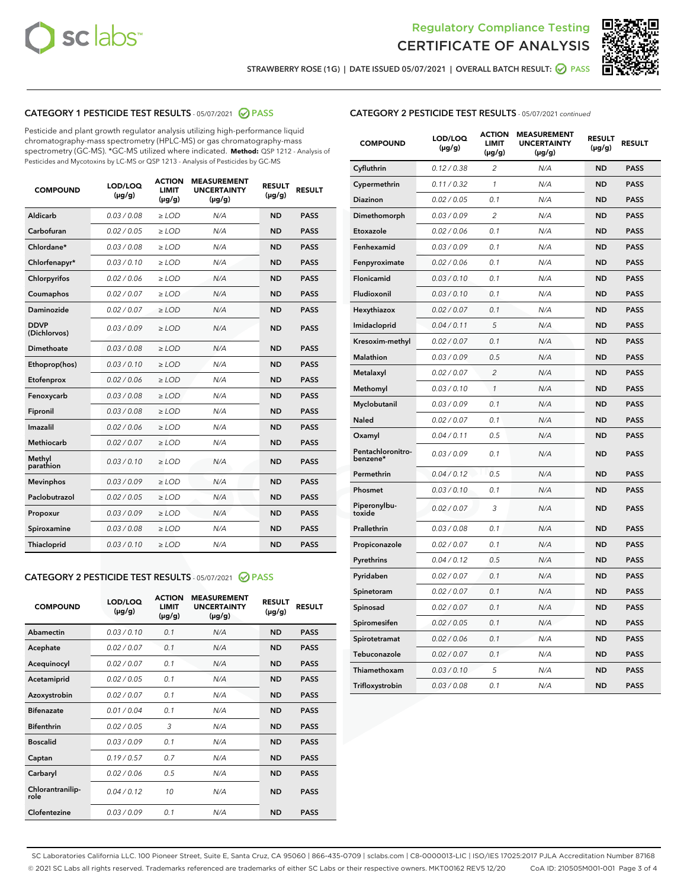Regulatory Compliance Testing
CERTIFICATE OF ANALYSIS

STRAWBERRY ROSE (1G) | DATE ISSUED 05/07/2021 | OVERALL BATCH RESULT: PASS

## CATEGORY 1 PESTICIDE TEST RESULTS - 05/07/2021 PASS

Pesticide and plant growth regulator analysis utilizing high-performance liquid chromatography-mass spectrometry (HPLC-MS) or gas chromatography-mass spectrometry (GC-MS). *GC-MS utilized where indicated. **Method:** QSP 1212 - Analysis of Pesticides and Mycotoxins by LC-MS or QSP 1213 - Analysis of Pesticides by GC-MS

| COMPOUND | LOD/LOQ (µg/g) | ACTION LIMIT (µg/g) | MEASUREMENT UNCERTAINTY (µg/g) | RESULT (µg/g) | RESULT |
|---|---|---|---|---|---|
| Aldicarb | 0.03 / 0.08 | ≥ LOD | N/A | ND | PASS |
| Carbofuran | 0.02 / 0.05 | ≥ LOD | N/A | ND | PASS |
| Chlordane* | 0.03 / 0.08 | ≥ LOD | N/A | ND | PASS |
| Chlorfenapyr* | 0.03 / 0.10 | ≥ LOD | N/A | ND | PASS |
| Chlorpyrifos | 0.02 / 0.06 | ≥ LOD | N/A | ND | PASS |
| Coumaphos | 0.02 / 0.07 | ≥ LOD | N/A | ND | PASS |
| Daminozide | 0.02 / 0.07 | ≥ LOD | N/A | ND | PASS |
| DDVP (Dichlorvos) | 0.03 / 0.09 | ≥ LOD | N/A | ND | PASS |
| Dimethoate | 0.03 / 0.08 | ≥ LOD | N/A | ND | PASS |
| Ethoprop(hos) | 0.03 / 0.10 | ≥ LOD | N/A | ND | PASS |
| Etofenprox | 0.02 / 0.06 | ≥ LOD | N/A | ND | PASS |
| Fenoxycarb | 0.03 / 0.08 | ≥ LOD | N/A | ND | PASS |
| Fipronil | 0.03 / 0.08 | ≥ LOD | N/A | ND | PASS |
| Imazalil | 0.02 / 0.06 | ≥ LOD | N/A | ND | PASS |
| Methiocarb | 0.02 / 0.07 | ≥ LOD | N/A | ND | PASS |
| Methyl parathion | 0.03 / 0.10 | ≥ LOD | N/A | ND | PASS |
| Mevinphos | 0.03 / 0.09 | ≥ LOD | N/A | ND | PASS |
| Paclobutrazol | 0.02 / 0.05 | ≥ LOD | N/A | ND | PASS |
| Propoxur | 0.03 / 0.09 | ≥ LOD | N/A | ND | PASS |
| Spiroxamine | 0.03 / 0.08 | ≥ LOD | N/A | ND | PASS |
| Thiacloprid | 0.03 / 0.10 | ≥ LOD | N/A | ND | PASS |

## CATEGORY 2 PESTICIDE TEST RESULTS - 05/07/2021 PASS

| COMPOUND | LOD/LOQ (µg/g) | ACTION LIMIT (µg/g) | MEASUREMENT UNCERTAINTY (µg/g) | RESULT (µg/g) | RESULT |
|---|---|---|---|---|---|
| Abamectin | 0.03 / 0.10 | 0.1 | N/A | ND | PASS |
| Acephate | 0.02 / 0.07 | 0.1 | N/A | ND | PASS |
| Acequinocyl | 0.02 / 0.07 | 0.1 | N/A | ND | PASS |
| Acetamiprid | 0.02 / 0.05 | 0.1 | N/A | ND | PASS |
| Azoxystrobin | 0.02 / 0.07 | 0.1 | N/A | ND | PASS |
| Bifenazate | 0.01 / 0.04 | 0.1 | N/A | ND | PASS |
| Bifenthrin | 0.02 / 0.05 | 3 | N/A | ND | PASS |
| Boscalid | 0.03 / 0.09 | 0.1 | N/A | ND | PASS |
| Captan | 0.19 / 0.57 | 0.7 | N/A | ND | PASS |
| Carbaryl | 0.02 / 0.06 | 0.5 | N/A | ND | PASS |
| Chlorantraniliprole | 0.04 / 0.12 | 10 | N/A | ND | PASS |
| Clofentezine | 0.03 / 0.09 | 0.1 | N/A | ND | PASS |
| Cyfluthrin | 0.12 / 0.38 | 2 | N/A | ND | PASS |
| Cypermethrin | 0.11 / 0.32 | 1 | N/A | ND | PASS |
| Diazinon | 0.02 / 0.05 | 0.1 | N/A | ND | PASS |
| Dimethomorph | 0.03 / 0.09 | 2 | N/A | ND | PASS |
| Etoxazole | 0.02 / 0.06 | 0.1 | N/A | ND | PASS |
| Fenhexamid | 0.03 / 0.09 | 0.1 | N/A | ND | PASS |
| Fenpyroximate | 0.02 / 0.06 | 0.1 | N/A | ND | PASS |
| Flonicamid | 0.03 / 0.10 | 0.1 | N/A | ND | PASS |
| Fludioxonil | 0.03 / 0.10 | 0.1 | N/A | ND | PASS |
| Hexythiazox | 0.02 / 0.07 | 0.1 | N/A | ND | PASS |
| Imidacloprid | 0.04 / 0.11 | 5 | N/A | ND | PASS |
| Kresoxim-methyl | 0.02 / 0.07 | 0.1 | N/A | ND | PASS |
| Malathion | 0.03 / 0.09 | 0.5 | N/A | ND | PASS |
| Metalaxyl | 0.02 / 0.07 | 2 | N/A | ND | PASS |
| Methomyl | 0.03 / 0.10 | 1 | N/A | ND | PASS |
| Myclobutanil | 0.03 / 0.09 | 0.1 | N/A | ND | PASS |
| Naled | 0.02 / 0.07 | 0.1 | N/A | ND | PASS |
| Oxamyl | 0.04 / 0.11 | 0.5 | N/A | ND | PASS |
| Pentachloronitrobenzene* | 0.03 / 0.09 | 0.1 | N/A | ND | PASS |
| Permethrin | 0.04 / 0.12 | 0.5 | N/A | ND | PASS |
| Phosmet | 0.03 / 0.10 | 0.1 | N/A | ND | PASS |
| Piperonylbutoxide | 0.02 / 0.07 | 3 | N/A | ND | PASS |
| Prallethrin | 0.03 / 0.08 | 0.1 | N/A | ND | PASS |
| Propiconazole | 0.02 / 0.07 | 0.1 | N/A | ND | PASS |
| Pyrethrins | 0.04 / 0.12 | 0.5 | N/A | ND | PASS |
| Pyridaben | 0.02 / 0.07 | 0.1 | N/A | ND | PASS |
| Spinetoram | 0.02 / 0.07 | 0.1 | N/A | ND | PASS |
| Spinosad | 0.02 / 0.07 | 0.1 | N/A | ND | PASS |
| Spiromesifen | 0.02 / 0.05 | 0.1 | N/A | ND | PASS |
| Spirotetramat | 0.02 / 0.06 | 0.1 | N/A | ND | PASS |
| Tebuconazole | 0.02 / 0.07 | 0.1 | N/A | ND | PASS |
| Thiamethoxam | 0.03 / 0.10 | 5 | N/A | ND | PASS |
| Trifloxystrobin | 0.03 / 0.08 | 0.1 | N/A | ND | PASS |

SC Laboratories California LLC. 100 Pioneer Street, Suite E, Santa Cruz, CA 95060 | 866-435-0709 | sclabs.com | C8-0000013-LIC | ISO/IES 17025:2017 PJLA Accreditation Number 87168
© 2021 SC Labs all rights reserved. Trademarks referenced are trademarks of either SC Labs or their respective owners. MKT00162 REV5 12/20 CoA ID: 210505M001-001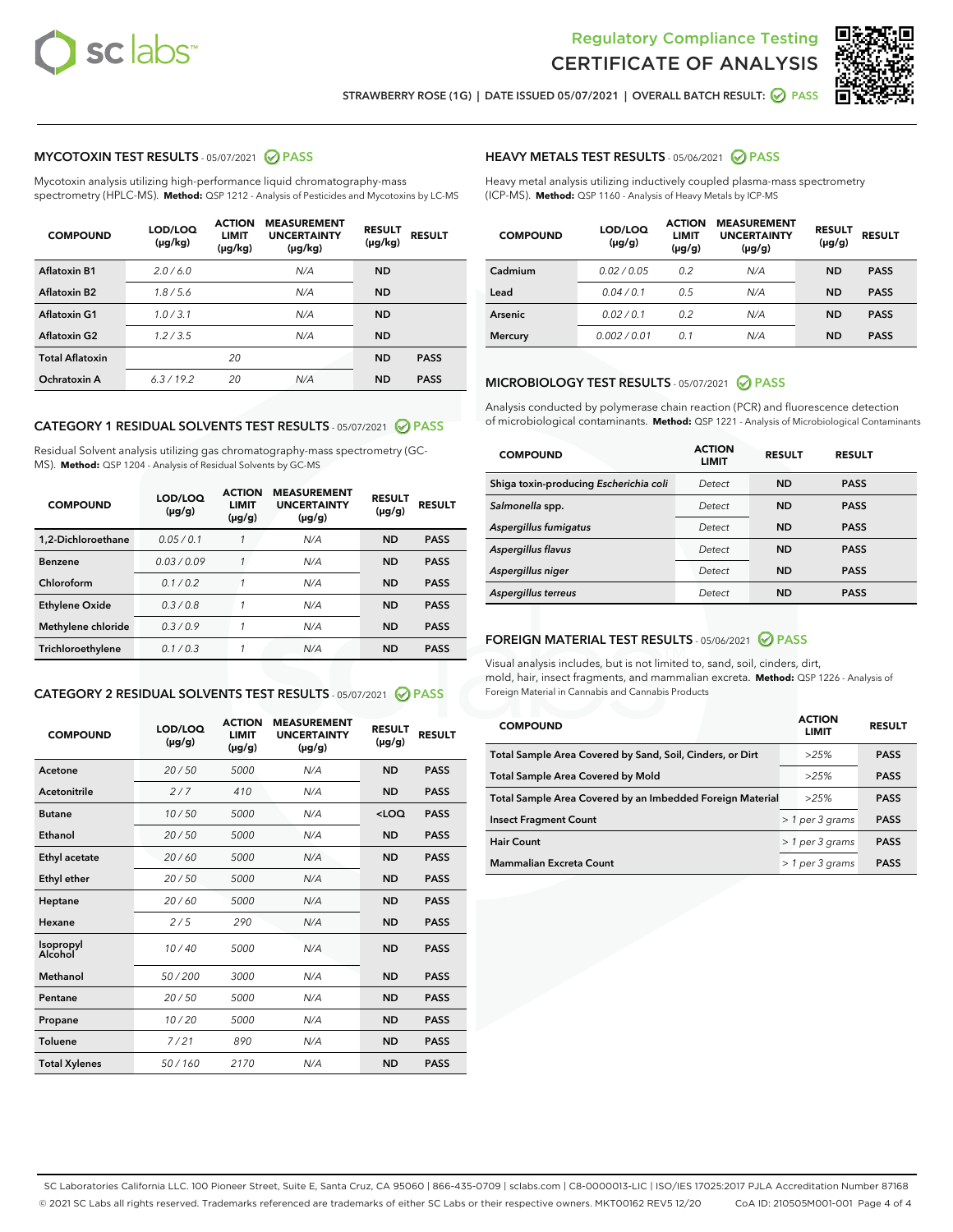Regulatory Compliance Testing

# CERTIFICATE OF ANALYSIS

STRAWBERRY ROSE (1G) | DATE ISSUED 05/07/2021 | OVERALL BATCH RESULT: PASS

## MYCOTOXIN TEST RESULTS - 05/07/2021 PASS

Mycotoxin analysis utilizing high-performance liquid chromatography-mass spectrometry (HPLC-MS). **Method:** QSP 1212 - Analysis of Pesticides and Mycotoxins by LC-MS

| COMPOUND | LOD/LOQ (µg/kg) | ACTION LIMIT (µg/kg) | MEASUREMENT UNCERTAINTY (µg/kg) | RESULT (µg/kg) | RESULT |
|---|---|---|---|---|---|
| Aflatoxin B1 | 2.0 / 6.0 | | N/A | ND | |
| Aflatoxin B2 | 1.8 / 5.6 | | N/A | ND | |
| Aflatoxin G1 | 1.0 / 3.1 | | N/A | ND | |
| Aflatoxin G2 | 1.2 / 3.5 | | N/A | ND | |
| Total Aflatoxin | | 20 | | ND | PASS |
| Ochratoxin A | 6.3 / 19.2 | 20 | N/A | ND | PASS |

## CATEGORY 1 RESIDUAL SOLVENTS TEST RESULTS - 05/07/2021 PASS

Residual Solvent analysis utilizing gas chromatography-mass spectrometry (GC-MS). **Method:** QSP 1204 - Analysis of Residual Solvents by GC-MS

| COMPOUND | LOD/LOQ (µg/g) | ACTION LIMIT (µg/g) | MEASUREMENT UNCERTAINTY (µg/g) | RESULT (µg/g) | RESULT |
|---|---|---|---|---|---|
| 1,2-Dichloroethane | 0.05 / 0.1 | 1 | N/A | ND | PASS |
| Benzene | 0.03 / 0.09 | 1 | N/A | ND | PASS |
| Chloroform | 0.1 / 0.2 | 1 | N/A | ND | PASS |
| Ethylene Oxide | 0.3 / 0.8 | 1 | N/A | ND | PASS |
| Methylene chloride | 0.3 / 0.9 | 1 | N/A | ND | PASS |
| Trichloroethylene | 0.1 / 0.3 | 1 | N/A | ND | PASS |

## CATEGORY 2 RESIDUAL SOLVENTS TEST RESULTS - 05/07/2021 PASS

| COMPOUND | LOD/LOQ (µg/g) | ACTION LIMIT (µg/g) | MEASUREMENT UNCERTAINTY (µg/g) | RESULT (µg/g) | RESULT |
|---|---|---|---|---|---|
| Acetone | 20 / 50 | 5000 | N/A | ND | PASS |
| Acetonitrile | 2 / 7 | 410 | N/A | ND | PASS |
| Butane | 10 / 50 | 5000 | N/A | <LOQ | PASS |
| Ethanol | 20 / 50 | 5000 | N/A | ND | PASS |
| Ethyl acetate | 20 / 60 | 5000 | N/A | ND | PASS |
| Ethyl ether | 20 / 50 | 5000 | N/A | ND | PASS |
| Heptane | 20 / 60 | 5000 | N/A | ND | PASS |
| Hexane | 2 / 5 | 290 | N/A | ND | PASS |
| Isopropyl Alcohol | 10 / 40 | 5000 | N/A | ND | PASS |
| Methanol | 50 / 200 | 3000 | N/A | ND | PASS |
| Pentane | 20 / 50 | 5000 | N/A | ND | PASS |
| Propane | 10 / 20 | 5000 | N/A | ND | PASS |
| Toluene | 7 / 21 | 890 | N/A | ND | PASS |
| Total Xylenes | 50 / 160 | 2170 | N/A | ND | PASS |

## HEAVY METALS TEST RESULTS - 05/06/2021 PASS

Heavy metal analysis utilizing inductively coupled plasma-mass spectrometry (ICP-MS). **Method:** QSP 1160 - Analysis of Heavy Metals by ICP-MS

| COMPOUND | LOD/LOQ (µg/g) | ACTION LIMIT (µg/g) | MEASUREMENT UNCERTAINTY (µg/g) | RESULT (µg/g) | RESULT |
|---|---|---|---|---|---|
| Cadmium | 0.02 / 0.05 | 0.2 | N/A | ND | PASS |
| Lead | 0.04 / 0.1 | 0.5 | N/A | ND | PASS |
| Arsenic | 0.02 / 0.1 | 0.2 | N/A | ND | PASS |
| Mercury | 0.002 / 0.01 | 0.1 | N/A | ND | PASS |

## MICROBIOLOGY TEST RESULTS - 05/07/2021 PASS

Analysis conducted by polymerase chain reaction (PCR) and fluorescence detection of microbiological contaminants. **Method:** QSP 1221 - Analysis of Microbiological Contaminants

| COMPOUND | ACTION LIMIT | RESULT | RESULT |
|---|---|---|---|
| Shiga toxin-producing *Escherichia coli* | Detect | ND | PASS |
| *Salmonella* spp. | Detect | ND | PASS |
| *Aspergillus fumigatus* | Detect | ND | PASS |
| *Aspergillus flavus* | Detect | ND | PASS |
| *Aspergillus niger* | Detect | ND | PASS |
| *Aspergillus terreus* | Detect | ND | PASS |

## FOREIGN MATERIAL TEST RESULTS - 05/06/2021 PASS

Visual analysis includes, but is not limited to, sand, soil, cinders, dirt, mold, hair, insect fragments, and mammalian excreta. **Method:** QSP 1226 - Analysis of Foreign Material in Cannabis and Cannabis Products

| COMPOUND | ACTION LIMIT | RESULT |
|---|---|---|
| Total Sample Area Covered by Sand, Soil, Cinders, or Dirt | >25% | PASS |
| Total Sample Area Covered by Mold | >25% | PASS |
| Total Sample Area Covered by an Imbedded Foreign Material | >25% | PASS |
| Insect Fragment Count | > 1 per 3 grams | PASS |
| Hair Count | > 1 per 3 grams | PASS |
| Mammalian Excreta Count | > 1 per 3 grams | PASS |

SC Laboratories California LLC. 100 Pioneer Street, Suite E, Santa Cruz, CA 95060 | 866-435-0709 | sclabs.com | C8-0000013-LIC | ISO/IES 17025:2017 PJLA Accreditation Number 87168
© 2021 SC Labs all rights reserved. Trademarks referenced are trademarks of either SC Labs or their respective owners. MKT00162 REV5 12/20 CoA ID: 210505M001-001